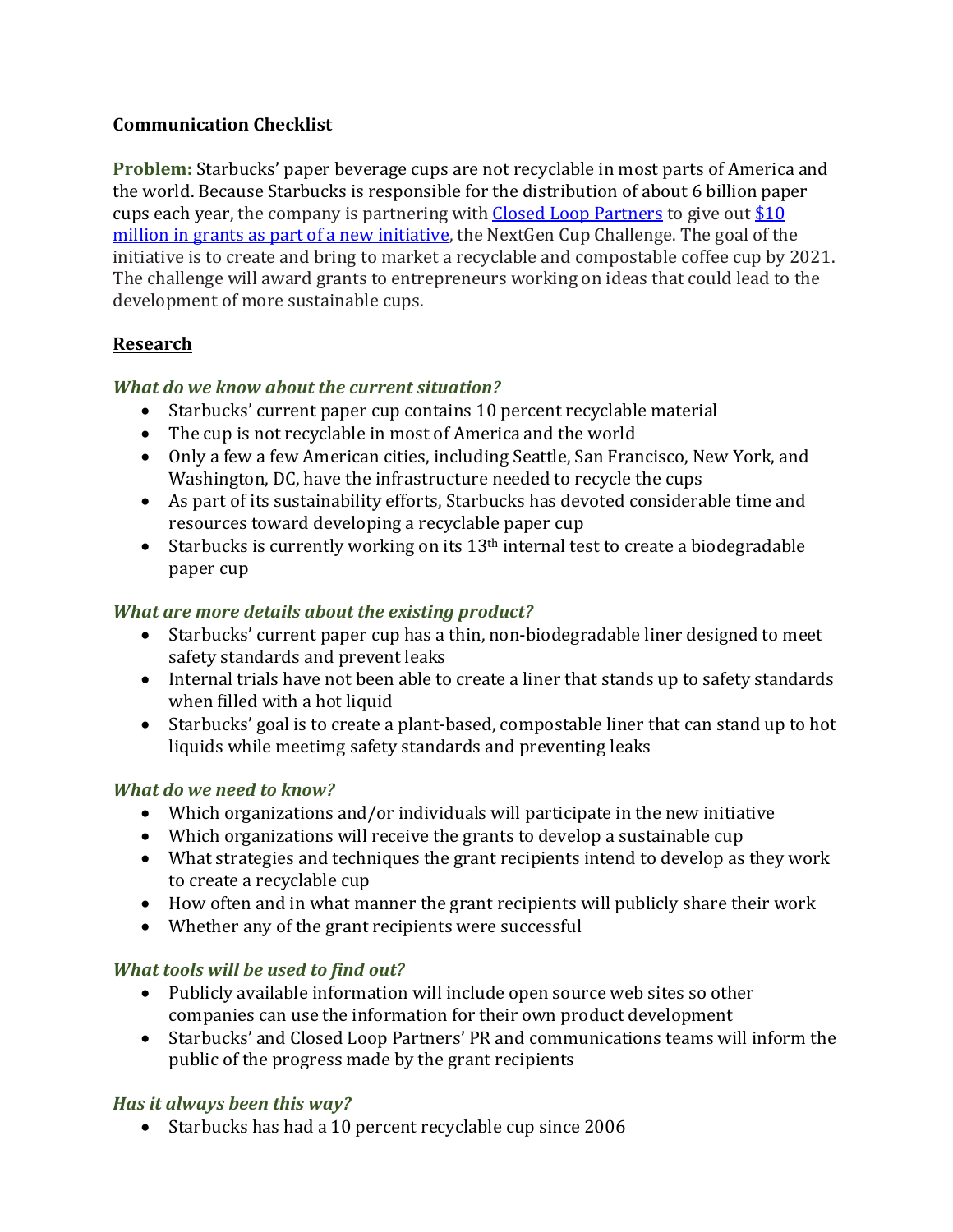**Communication Checklist**

**Problem:** Starbucks' paper beverage cups are not recyclable in most parts of America and the world. Because Starbucks is responsible for the distribution of about 6 billion paper cups each year, the company is partnering with [Closed Loop Partners](#) to give out [$10 million in grants as part of a new initiative](#), the NextGen Cup Challenge. The goal of the initiative is to create and bring to market a recyclable and compostable coffee cup by 2021. The challenge will award grants to entrepreneurs working on ideas that could lead to the development of more sustainable cups.

## Research

### *What do we know about the current situation?*

- Starbucks' current paper cup contains 10 percent recyclable material
- The cup is not recyclable in most of America and the world
- Only a few a few American cities, including Seattle, San Francisco, New York, and Washington, DC, have the infrastructure needed to recycle the cups
- As part of its sustainability efforts, Starbucks has devoted considerable time and resources toward developing a recyclable paper cup
- Starbucks is currently working on its 13th internal test to create a biodegradable paper cup

### *What are more details about the existing product?*

- Starbucks' current paper cup has a thin, non-biodegradable liner designed to meet safety standards and prevent leaks
- Internal trials have not been able to create a liner that stands up to safety standards when filled with a hot liquid
- Starbucks' goal is to create a plant-based, compostable liner that can stand up to hot liquids while meetimg safety standards and preventing leaks

### *What do we need to know?*

- Which organizations and/or individuals will participate in the new initiative
- Which organizations will receive the grants to develop a sustainable cup
- What strategies and techniques the grant recipients intend to develop as they work to create a recyclable cup
- How often and in what manner the grant recipients will publicly share their work
- Whether any of the grant recipients were successful

### *What tools will be used to find out?*

- Publicly available information will include open source web sites so other companies can use the information for their own product development
- Starbucks' and Closed Loop Partners' PR and communications teams will inform the public of the progress made by the grant recipients

### *Has it always been this way?*

- Starbucks has had a 10 percent recyclable cup since 2006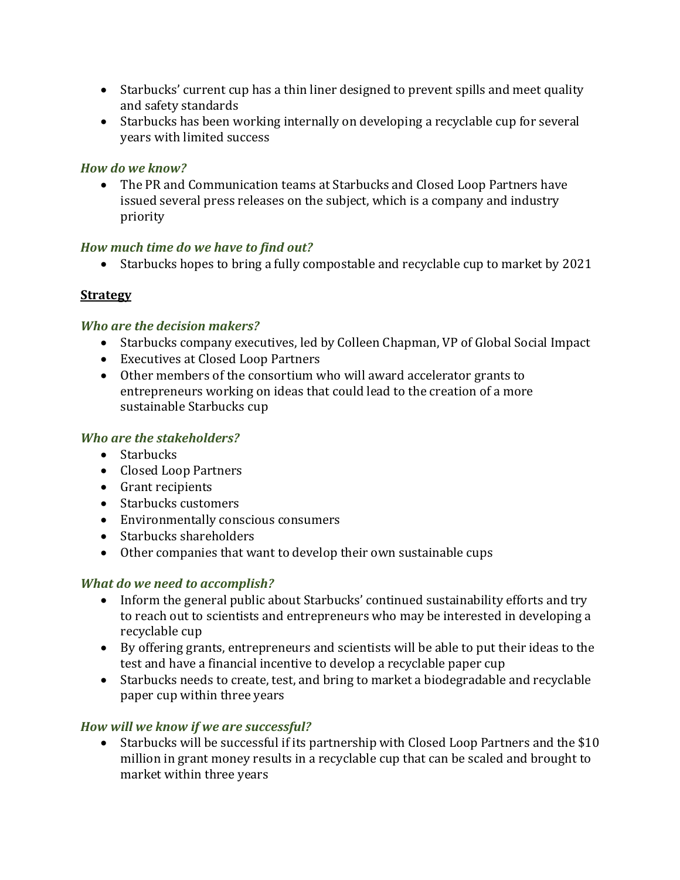- Starbucks' current cup has a thin liner designed to prevent spills and meet quality and safety standards
- Starbucks has been working internally on developing a recyclable cup for several years with limited success

***How do we know?***

- The PR and Communication teams at Starbucks and Closed Loop Partners have issued several press releases on the subject, which is a company and industry priority

***How much time do we have to find out?***

- Starbucks hopes to bring a fully compostable and recyclable cup to market by 2021

## Strategy

***Who are the decision makers?***

- Starbucks company executives, led by Colleen Chapman, VP of Global Social Impact
- Executives at Closed Loop Partners
- Other members of the consortium who will award accelerator grants to entrepreneurs working on ideas that could lead to the creation of a more sustainable Starbucks cup

***Who are the stakeholders?***

- Starbucks
- Closed Loop Partners
- Grant recipients
- Starbucks customers
- Environmentally conscious consumers
- Starbucks shareholders
- Other companies that want to develop their own sustainable cups

***What do we need to accomplish?***

- Inform the general public about Starbucks' continued sustainability efforts and try to reach out to scientists and entrepreneurs who may be interested in developing a recyclable cup
- By offering grants, entrepreneurs and scientists will be able to put their ideas to the test and have a financial incentive to develop a recyclable paper cup
- Starbucks needs to create, test, and bring to market a biodegradable and recyclable paper cup within three years

***How will we know if we are successful?***

- Starbucks will be successful if its partnership with Closed Loop Partners and the $10 million in grant money results in a recyclable cup that can be scaled and brought to market within three years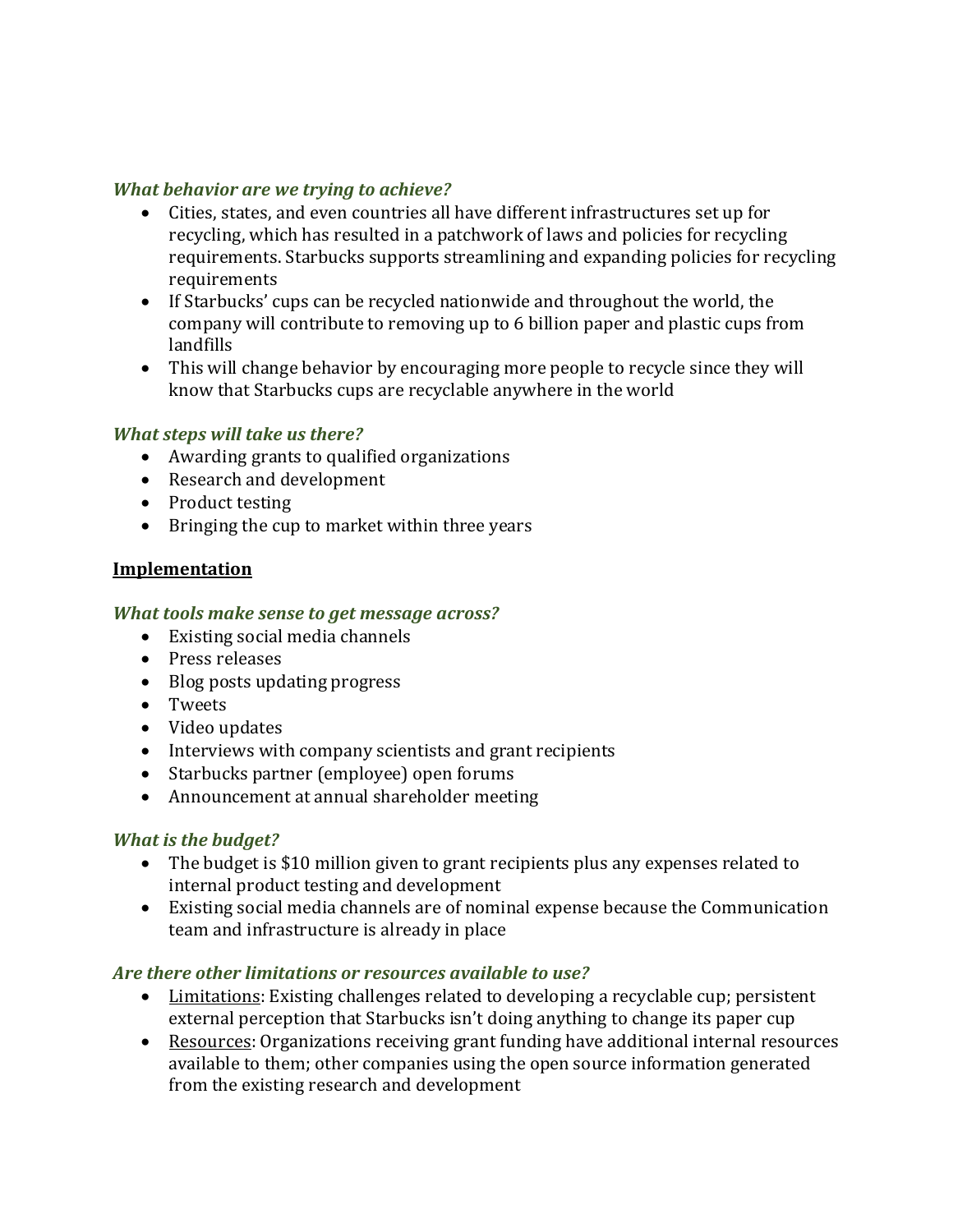***What behavior are we trying to achieve?***

- Cities, states, and even countries all have different infrastructures set up for recycling, which has resulted in a patchwork of laws and policies for recycling requirements. Starbucks supports streamlining and expanding policies for recycling requirements
- If Starbucks' cups can be recycled nationwide and throughout the world, the company will contribute to removing up to 6 billion paper and plastic cups from landfills
- This will change behavior by encouraging more people to recycle since they will know that Starbucks cups are recyclable anywhere in the world

***What steps will take us there?***

- Awarding grants to qualified organizations
- Research and development
- Product testing
- Bringing the cup to market within three years

**<u>Implementation</u>**

***What tools make sense to get message across?***

- Existing social media channels
- Press releases
- Blog posts updating progress
- Tweets
- Video updates
- Interviews with company scientists and grant recipients
- Starbucks partner (employee) open forums
- Announcement at annual shareholder meeting

***What is the budget?***

- The budget is $10 million given to grant recipients plus any expenses related to internal product testing and development
- Existing social media channels are of nominal expense because the Communication team and infrastructure is already in place

***Are there other limitations or resources available to use?***

- <u>Limitations</u>: Existing challenges related to developing a recyclable cup; persistent external perception that Starbucks isn't doing anything to change its paper cup
- <u>Resources</u>: Organizations receiving grant funding have additional internal resources available to them; other companies using the open source information generated from the existing research and development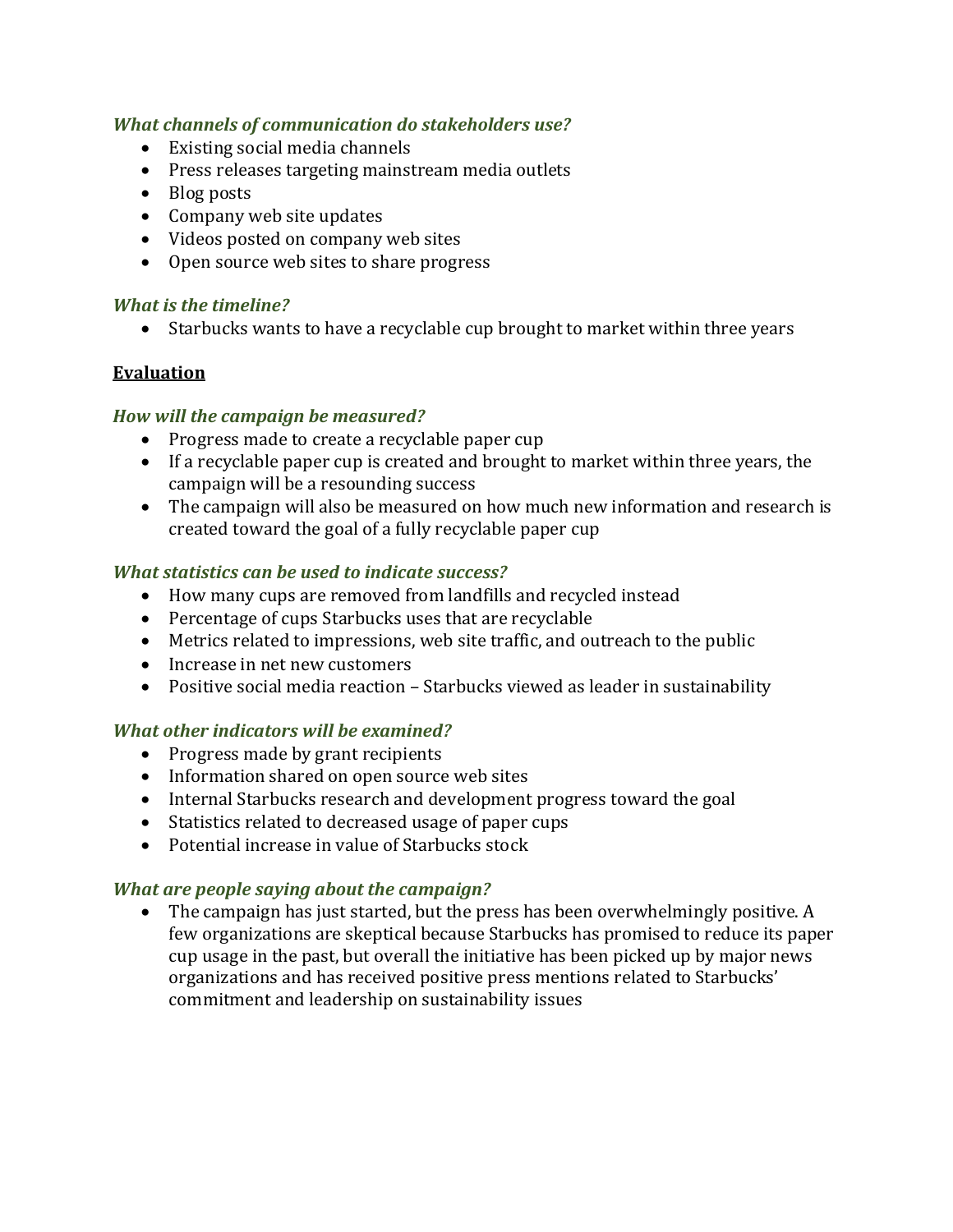***What channels of communication do stakeholders use?***

- Existing social media channels
- Press releases targeting mainstream media outlets
- Blog posts
- Company web site updates
- Videos posted on company web sites
- Open source web sites to share progress

***What is the timeline?***

- Starbucks wants to have a recyclable cup brought to market within three years

## Evaluation

***How will the campaign be measured?***

- Progress made to create a recyclable paper cup
- If a recyclable paper cup is created and brought to market within three years, the campaign will be a resounding success
- The campaign will also be measured on how much new information and research is created toward the goal of a fully recyclable paper cup

***What statistics can be used to indicate success?***

- How many cups are removed from landfills and recycled instead
- Percentage of cups Starbucks uses that are recyclable
- Metrics related to impressions, web site traffic, and outreach to the public
- Increase in net new customers
- Positive social media reaction – Starbucks viewed as leader in sustainability

***What other indicators will be examined?***

- Progress made by grant recipients
- Information shared on open source web sites
- Internal Starbucks research and development progress toward the goal
- Statistics related to decreased usage of paper cups
- Potential increase in value of Starbucks stock

***What are people saying about the campaign?***

- The campaign has just started, but the press has been overwhelmingly positive. A few organizations are skeptical because Starbucks has promised to reduce its paper cup usage in the past, but overall the initiative has been picked up by major news organizations and has received positive press mentions related to Starbucks' commitment and leadership on sustainability issues